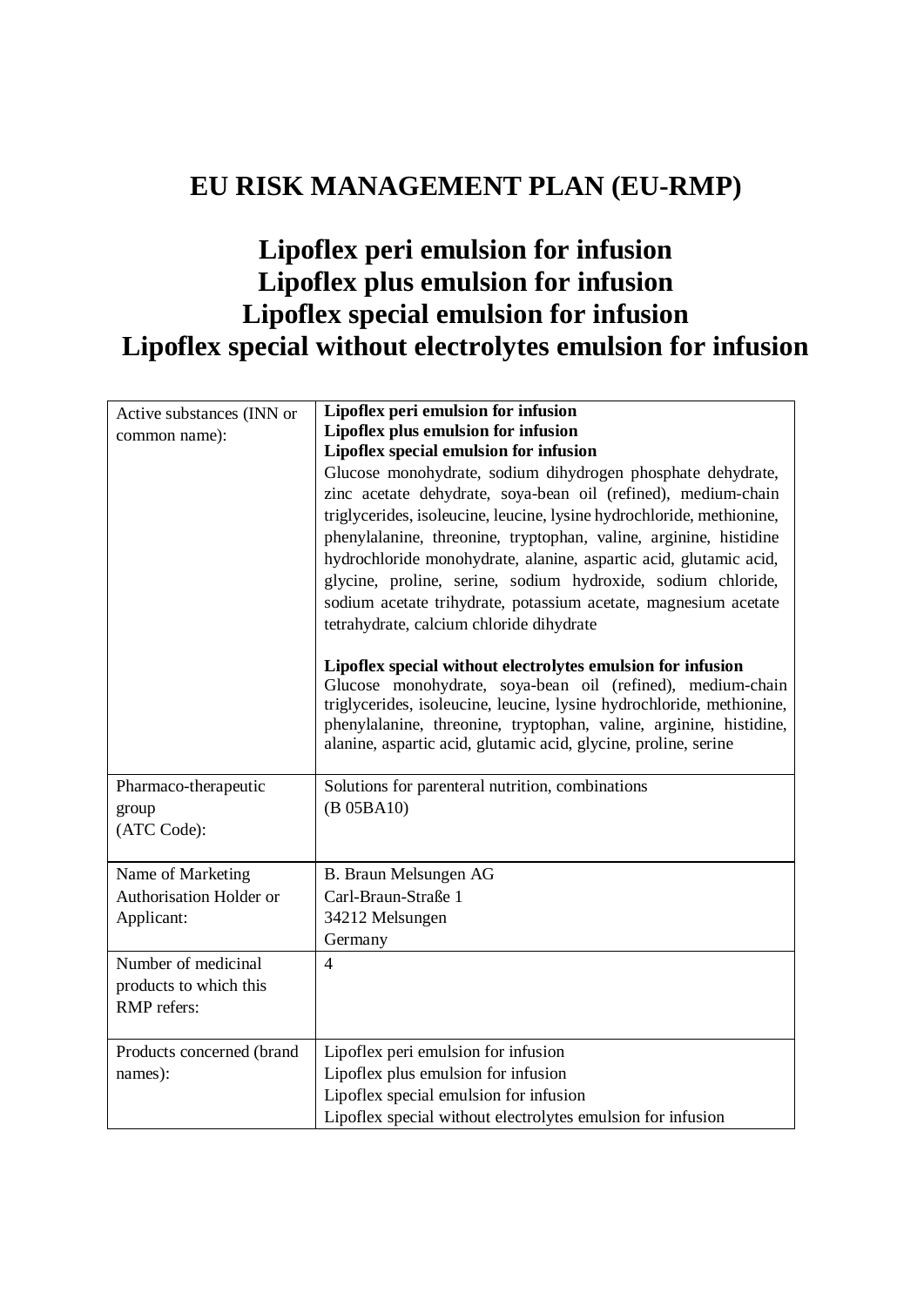# EU RISK MANAGEMENT PLAN (EU-RMP)

# Lipoflex peri emulsion for infusion
# Lipoflex plus emulsion for infusion
# Lipoflex special emulsion for infusion
# Lipoflex special without electrolytes emulsion for infusion

| | |
|---|---|
| Active substances (INN or common name): | **Lipoflex peri emulsion for infusion**<br>**Lipoflex plus emulsion for infusion**<br>**Lipoflex special emulsion for infusion**<br>Glucose monohydrate, sodium dihydrogen phosphate dehydrate, zinc acetate dehydrate, soya-bean oil (refined), medium-chain triglycerides, isoleucine, leucine, lysine hydrochloride, methionine, phenylalanine, threonine, tryptophan, valine, arginine, histidine hydrochloride monohydrate, alanine, aspartic acid, glutamic acid, glycine, proline, serine, sodium hydroxide, sodium chloride, sodium acetate trihydrate, potassium acetate, magnesium acetate tetrahydrate, calcium chloride dihydrate<br><br>**Lipoflex special without electrolytes emulsion for infusion**<br>Glucose monohydrate, soya-bean oil (refined), medium-chain triglycerides, isoleucine, leucine, lysine hydrochloride, methionine, phenylalanine, threonine, tryptophan, valine, arginine, histidine, alanine, aspartic acid, glutamic acid, glycine, proline, serine |
| Pharmaco-therapeutic group<br>(ATC Code): | Solutions for parenteral nutrition, combinations<br>(B 05BA10) |
| Name of Marketing Authorisation Holder or Applicant: | B. Braun Melsungen AG<br>Carl-Braun-Straße 1<br>34212 Melsungen<br>Germany |
| Number of medicinal products to which this RMP refers: | 4 |
| Products concerned (brand names): | Lipoflex peri emulsion for infusion<br>Lipoflex plus emulsion for infusion<br>Lipoflex special emulsion for infusion<br>Lipoflex special without electrolytes emulsion for infusion |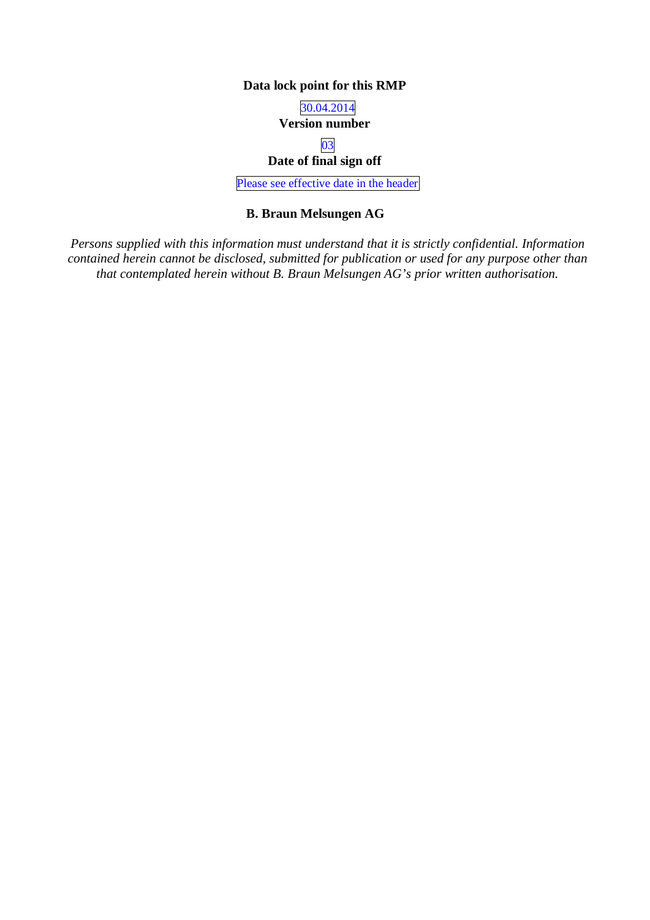**Data lock point for this RMP**

30.04.2014

**Version number**

03

**Date of final sign off**

Please see effective date in the header

**B. Braun Melsungen AG**

*Persons supplied with this information must understand that it is strictly confidential. Information contained herein cannot be disclosed, submitted for publication or used for any purpose other than that contemplated herein without B. Braun Melsungen AG's prior written authorisation.*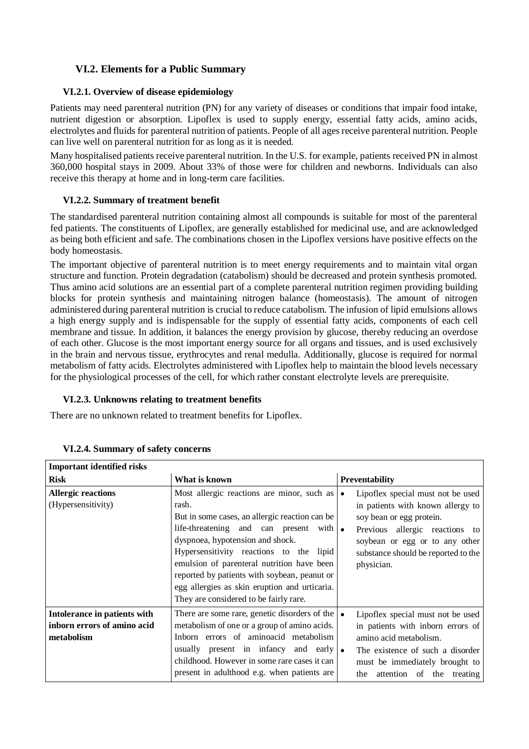## VI.2. Elements for a Public Summary

### VI.2.1. Overview of disease epidemiology

Patients may need parenteral nutrition (PN) for any variety of diseases or conditions that impair food intake, nutrient digestion or absorption. Lipoflex is used to supply energy, essential fatty acids, amino acids, electrolytes and fluids for parenteral nutrition of patients. People of all ages receive parenteral nutrition. People can live well on parenteral nutrition for as long as it is needed.

Many hospitalised patients receive parenteral nutrition. In the U.S. for example, patients received PN in almost 360,000 hospital stays in 2009. About 33% of those were for children and newborns. Individuals can also receive this therapy at home and in long-term care facilities.

### VI.2.2. Summary of treatment benefit

The standardised parenteral nutrition containing almost all compounds is suitable for most of the parenteral fed patients. The constituents of Lipoflex, are generally established for medicinal use, and are acknowledged as being both efficient and safe. The combinations chosen in the Lipoflex versions have positive effects on the body homeostasis.

The important objective of parenteral nutrition is to meet energy requirements and to maintain vital organ structure and function. Protein degradation (catabolism) should be decreased and protein synthesis promoted. Thus amino acid solutions are an essential part of a complete parenteral nutrition regimen providing building blocks for protein synthesis and maintaining nitrogen balance (homeostasis). The amount of nitrogen administered during parenteral nutrition is crucial to reduce catabolism. The infusion of lipid emulsions allows a high energy supply and is indispensable for the supply of essential fatty acids, components of each cell membrane and tissue. In addition, it balances the energy provision by glucose, thereby reducing an overdose of each other. Glucose is the most important energy source for all organs and tissues, and is used exclusively in the brain and nervous tissue, erythrocytes and renal medulla. Additionally, glucose is required for normal metabolism of fatty acids. Electrolytes administered with Lipoflex help to maintain the blood levels necessary for the physiological processes of the cell, for which rather constant electrolyte levels are prerequisite.

### VI.2.3. Unknowns relating to treatment benefits

There are no unknown related to treatment benefits for Lipoflex.

### VI.2.4. Summary of safety concerns

| **Important identified risks** | | |
|---|---|---|
| **Risk** | **What is known** | **Preventability** |
| **Allergic reactions** (Hypersensitivity) | Most allergic reactions are minor, such as rash. But in some cases, an allergic reaction can be life-threatening and can present with dyspnoea, hypotension and shock. Hypersensitivity reactions to the lipid emulsion of parenteral nutrition have been reported by patients with soybean, peanut or egg allergies as skin eruption and urticaria. They are considered to be fairly rare. | • Lipoflex special must not be used in patients with known allergy to soy bean or egg protein. • Previous allergic reactions to soybean or egg or to any other substance should be reported to the physician. |
| **Intolerance in patients with inborn errors of amino acid metabolism** | There are some rare, genetic disorders of the metabolism of one or a group of amino acids. Inborn errors of aminoacid metabolism usually present in infancy and early childhood. However in some rare cases it can present in adulthood e.g. when patients are | • Lipoflex special must not be used in patients with inborn errors of amino acid metabolism. • The existence of such a disorder must be immediately brought to the attention of the treating |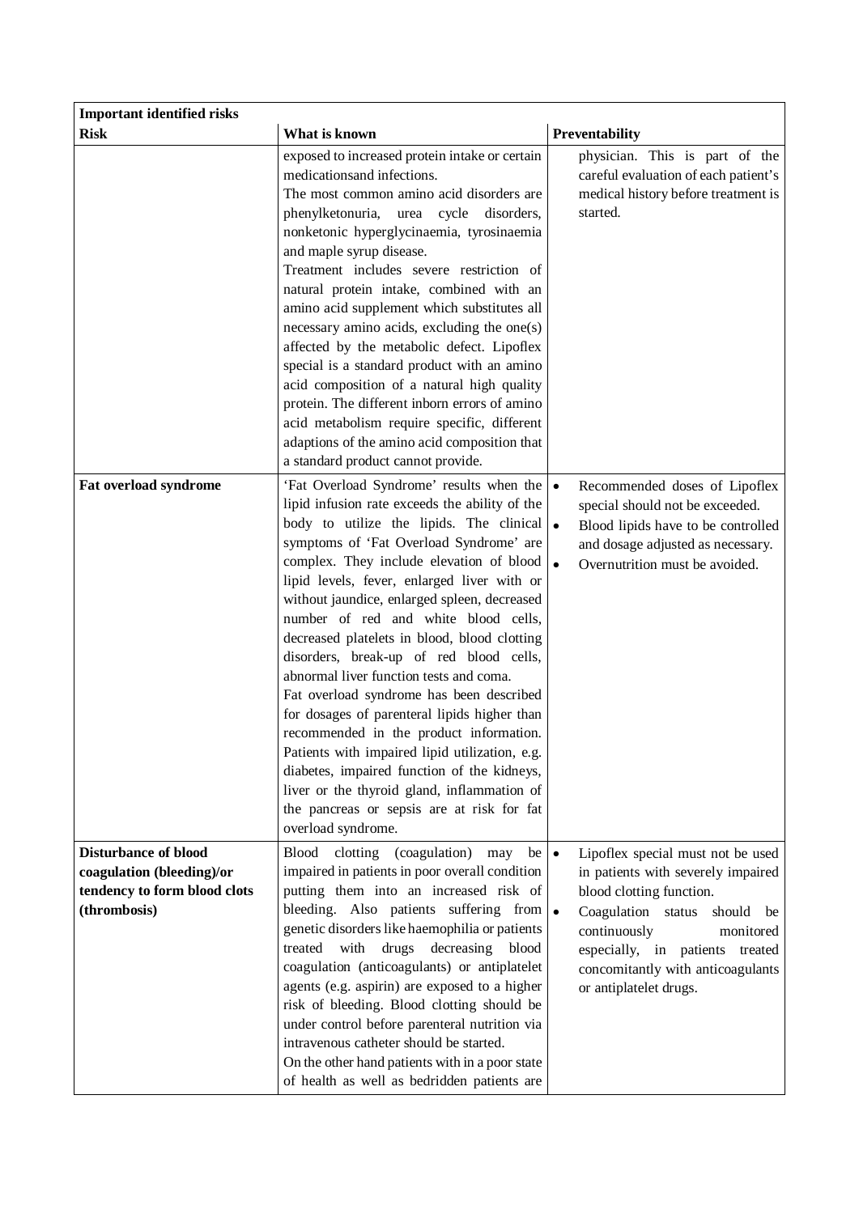| Important identified risks | | |
|---|---|---|
| **Risk** | **What is known** | **Preventability** |
| | exposed to increased protein intake or certain medicationsand infections.<br>The most common amino acid disorders are phenylketonuria, urea cycle disorders, nonketonic hyperglycinaemia, tyrosinaemia and maple syrup disease.<br>Treatment includes severe restriction of natural protein intake, combined with an amino acid supplement which substitutes all necessary amino acids, excluding the one(s) affected by the metabolic defect. Lipoflex special is a standard product with an amino acid composition of a natural high quality protein. The different inborn errors of amino acid metabolism require specific, different adaptions of the amino acid composition that a standard product cannot provide. | physician. This is part of the careful evaluation of each patient's medical history before treatment is started. |
| **Fat overload syndrome** | 'Fat Overload Syndrome' results when the lipid infusion rate exceeds the ability of the body to utilize the lipids. The clinical symptoms of 'Fat Overload Syndrome' are complex. They include elevation of blood lipid levels, fever, enlarged liver with or without jaundice, enlarged spleen, decreased number of red and white blood cells, decreased platelets in blood, blood clotting disorders, break-up of red blood cells, abnormal liver function tests and coma.<br>Fat overload syndrome has been described for dosages of parenteral lipids higher than recommended in the product information. Patients with impaired lipid utilization, e.g. diabetes, impaired function of the kidneys, liver or the thyroid gland, inflammation of the pancreas or sepsis are at risk for fat overload syndrome. | • Recommended doses of Lipoflex special should not be exceeded.<br>• Blood lipids have to be controlled and dosage adjusted as necessary.<br>• Overnutrition must be avoided. |
| **Disturbance of blood coagulation (bleeding)/or tendency to form blood clots (thrombosis)** | Blood clotting (coagulation) may be impaired in patients in poor overall condition putting them into an increased risk of bleeding. Also patients suffering from genetic disorders like haemophilia or patients treated with drugs decreasing blood coagulation (anticoagulants) or antiplatelet agents (e.g. aspirin) are exposed to a higher risk of bleeding. Blood clotting should be under control before parenteral nutrition via intravenous catheter should be started.<br>On the other hand patients with in a poor state of health as well as bedridden patients are | • Lipoflex special must not be used in patients with severely impaired blood clotting function.<br>• Coagulation status should be continuously monitored especially, in patients treated concomitantly with anticoagulants or antiplatelet drugs. |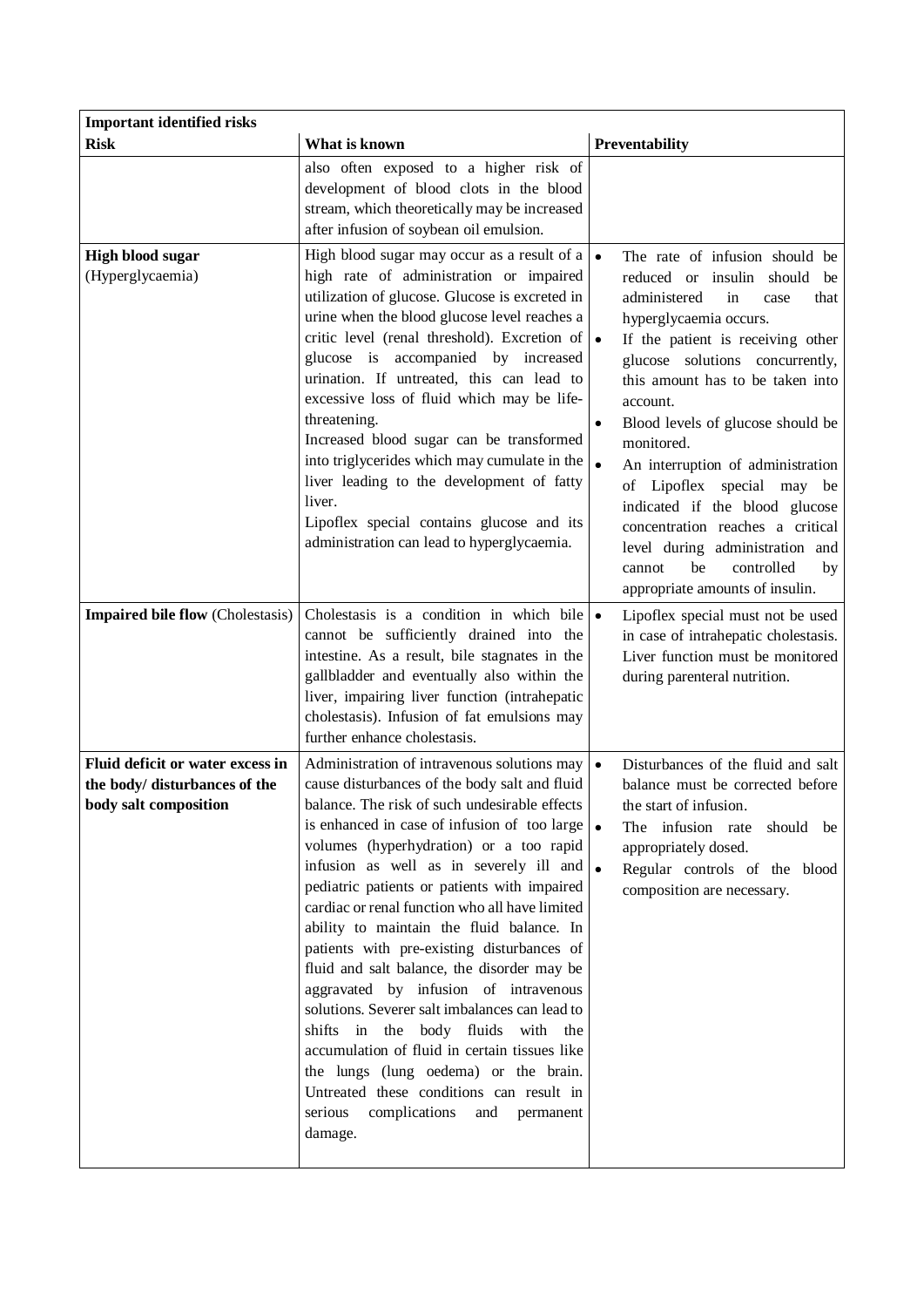| **Important identified risks** | | |
|---|---|---|
| **Risk** | **What is known** | **Preventability** |
| | also often exposed to a higher risk of development of blood clots in the blood stream, which theoretically may be increased after infusion of soybean oil emulsion. | |
| **High blood sugar** (Hyperglycaemia) | High blood sugar may occur as a result of a high rate of administration or impaired utilization of glucose. Glucose is excreted in urine when the blood glucose level reaches a critic level (renal threshold). Excretion of glucose is accompanied by increased urination. If untreated, this can lead to excessive loss of fluid which may be life-threatening.<br>Increased blood sugar can be transformed into triglycerides which may cumulate in the liver leading to the development of fatty liver.<br>Lipoflex special contains glucose and its administration can lead to hyperglycaemia. | • The rate of infusion should be reduced or insulin should be administered in case that hyperglycaemia occurs.<br>• If the patient is receiving other glucose solutions concurrently, this amount has to be taken into account.<br>• Blood levels of glucose should be monitored.<br>• An interruption of administration of Lipoflex special may be indicated if the blood glucose concentration reaches a critical level during administration and cannot be controlled by appropriate amounts of insulin. |
| **Impaired bile flow** (Cholestasis) | Cholestasis is a condition in which bile cannot be sufficiently drained into the intestine. As a result, bile stagnates in the gallbladder and eventually also within the liver, impairing liver function (intrahepatic cholestasis). Infusion of fat emulsions may further enhance cholestasis. | • Lipoflex special must not be used in case of intrahepatic cholestasis. Liver function must be monitored during parenteral nutrition. |
| **Fluid deficit or water excess in the body/ disturbances of the body salt composition** | Administration of intravenous solutions may cause disturbances of the body salt and fluid balance. The risk of such undesirable effects is enhanced in case of infusion of too large volumes (hyperhydration) or a too rapid infusion as well as in severely ill and pediatric patients or patients with impaired cardiac or renal function who all have limited ability to maintain the fluid balance. In patients with pre-existing disturbances of fluid and salt balance, the disorder may be aggravated by infusion of intravenous solutions. Severer salt imbalances can lead to shifts in the body fluids with the accumulation of fluid in certain tissues like the lungs (lung oedema) or the brain. Untreated these conditions can result in serious complications and permanent damage. | • Disturbances of the fluid and salt balance must be corrected before the start of infusion.<br>• The infusion rate should be appropriately dosed.<br>• Regular controls of the blood composition are necessary. |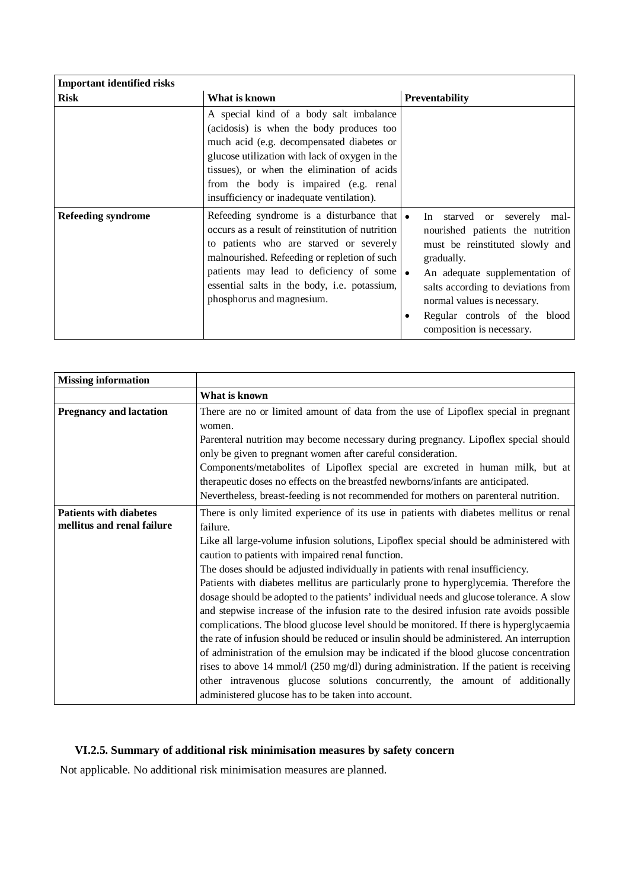| Important identified risks | | |
|---|---|---|
| **Risk** | **What is known** | **Preventability** |
| | A special kind of a body salt imbalance (acidosis) is when the body produces too much acid (e.g. decompensated diabetes or glucose utilization with lack of oxygen in the tissues), or when the elimination of acids from the body is impaired (e.g. renal insufficiency or inadequate ventilation). | |
| **Refeeding syndrome** | Refeeding syndrome is a disturbance that occurs as a result of reinstitution of nutrition to patients who are starved or severely malnourished. Refeeding or repletion of such patients may lead to deficiency of some essential salts in the body, i.e. potassium, phosphorus and magnesium. | • In starved or severely mal-nourished patients the nutrition must be reinstituted slowly and gradually.<br>• An adequate supplementation of salts according to deviations from normal values is necessary.<br>• Regular controls of the blood composition is necessary. |

| Missing information | |
|---|---|
| | **What is known** |
| **Pregnancy and lactation** | There are no or limited amount of data from the use of Lipoflex special in pregnant women.<br>Parenteral nutrition may become necessary during pregnancy. Lipoflex special should only be given to pregnant women after careful consideration.<br>Components/metabolites of Lipoflex special are excreted in human milk, but at therapeutic doses no effects on the breastfed newborns/infants are anticipated.<br>Nevertheless, breast-feeding is not recommended for mothers on parenteral nutrition. |
| **Patients with diabetes mellitus and renal failure** | There is only limited experience of its use in patients with diabetes mellitus or renal failure.<br>Like all large-volume infusion solutions, Lipoflex special should be administered with caution to patients with impaired renal function.<br>The doses should be adjusted individually in patients with renal insufficiency.<br>Patients with diabetes mellitus are particularly prone to hyperglycemia. Therefore the dosage should be adopted to the patients' individual needs and glucose tolerance. A slow and stepwise increase of the infusion rate to the desired infusion rate avoids possible complications. The blood glucose level should be monitored. If there is hyperglycaemia the rate of infusion should be reduced or insulin should be administered. An interruption of administration of the emulsion may be indicated if the blood glucose concentration rises to above 14 mmol/l (250 mg/dl) during administration. If the patient is receiving other intravenous glucose solutions concurrently, the amount of additionally administered glucose has to be taken into account. |

### VI.2.5. Summary of additional risk minimisation measures by safety concern

Not applicable. No additional risk minimisation measures are planned.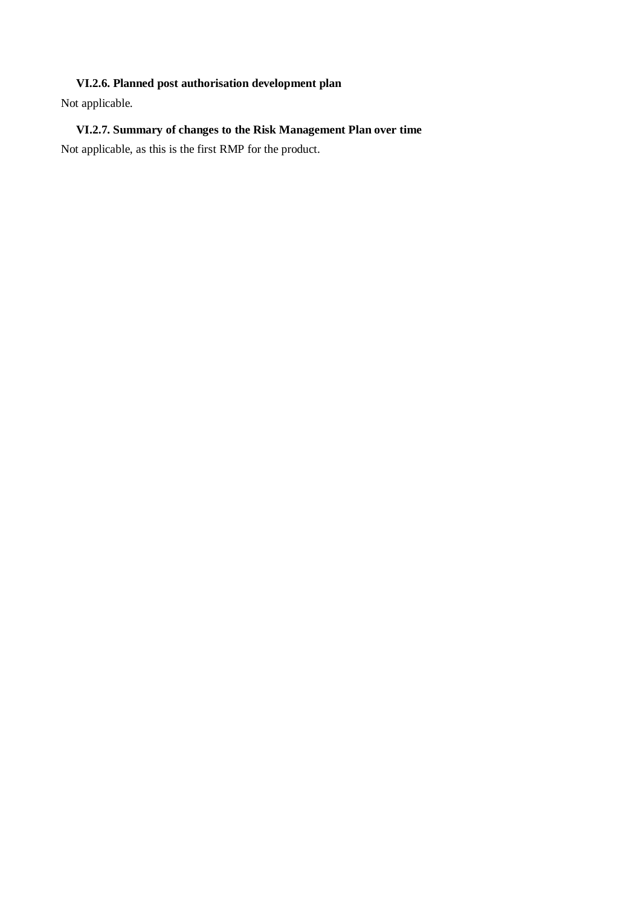### VI.2.6. Planned post authorisation development plan

Not applicable.

### VI.2.7. Summary of changes to the Risk Management Plan over time

Not applicable, as this is the first RMP for the product.